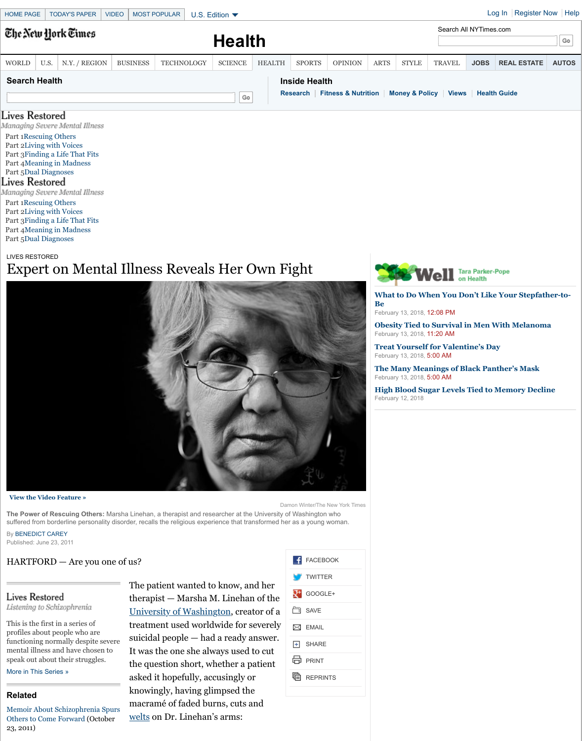HOME PAGE | TODAY'S PAPER | VIDEO | MOST POPULAR | U.S. Edition

Log In | Register Now | Help

The New York Times

# Health

Search All NYTimes.com

WORLD | U.S. | N.Y. / REGION | BUSINESS | TECHNOLOGY | SCIENCE | HEALTH | SPORTS | OPINION | ARTS | STYLE | TRAVEL | JOBS | REAL ESTATE | AUTOS

Search Health

Inside Health

Research | Fitness & Nutrition | Money & Policy | Views | Health Guide

Lives Restored
*Managing Severe Mental Illness*

- Part 1 Rescuing Others
- Part 2 Living with Voices
- Part 3 Finding a Life That Fits
- Part 4 Meaning in Madness
- Part 5 Dual Diagnoses

Lives Restored
*Managing Severe Mental Illness*

- Part 1 Rescuing Others
- Part 2 Living with Voices
- Part 3 Finding a Life That Fits
- Part 4 Meaning in Madness
- Part 5 Dual Diagnoses

LIVES RESTORED

# Expert on Mental Illness Reveals Her Own Fight

**View the Video Feature »**

Damon Winter/The New York Times

**The Power of Rescuing Others:** Marsha Linehan, a therapist and researcher at the University of Washington who suffered from borderline personality disorder, recalls the religious experience that transformed her as a young woman.

By BENEDICT CAREY
Published: June 23, 2011

HARTFORD — Are you one of us?

The patient wanted to know, and her therapist — Marsha M. Linehan of the University of Washington, creator of a treatment used worldwide for severely suicidal people — had a ready answer. It was the one she always used to cut the question short, whether a patient asked it hopefully, accusingly or knowingly, having glimpsed the macramé of faded burns, cuts and welts on Dr. Linehan's arms:

Lives Restored
*Listening to Schizophrenia*

This is the first in a series of profiles about people who are functioning normally despite severe mental illness and have chosen to speak out about their struggles.

More in This Series »

**Related**

Memoir About Schizophrenia Spurs Others to Come Forward (October 23, 2011)

FACEBOOK | TWITTER | GOOGLE+ | SAVE | EMAIL | SHARE | PRINT | REPRINTS

Well — Tara Parker-Pope on Health

**What to Do When You Don't Like Your Stepfather-to-Be**
February 13, 2018, 12:08 PM

**Obesity Tied to Survival in Men With Melanoma**
February 13, 2018, 11:20 AM

**Treat Yourself for Valentine's Day**
February 13, 2018, 5:00 AM

**The Many Meanings of Black Panther's Mask**
February 13, 2018, 5:00 AM

**High Blood Sugar Levels Tied to Memory Decline**
February 12, 2018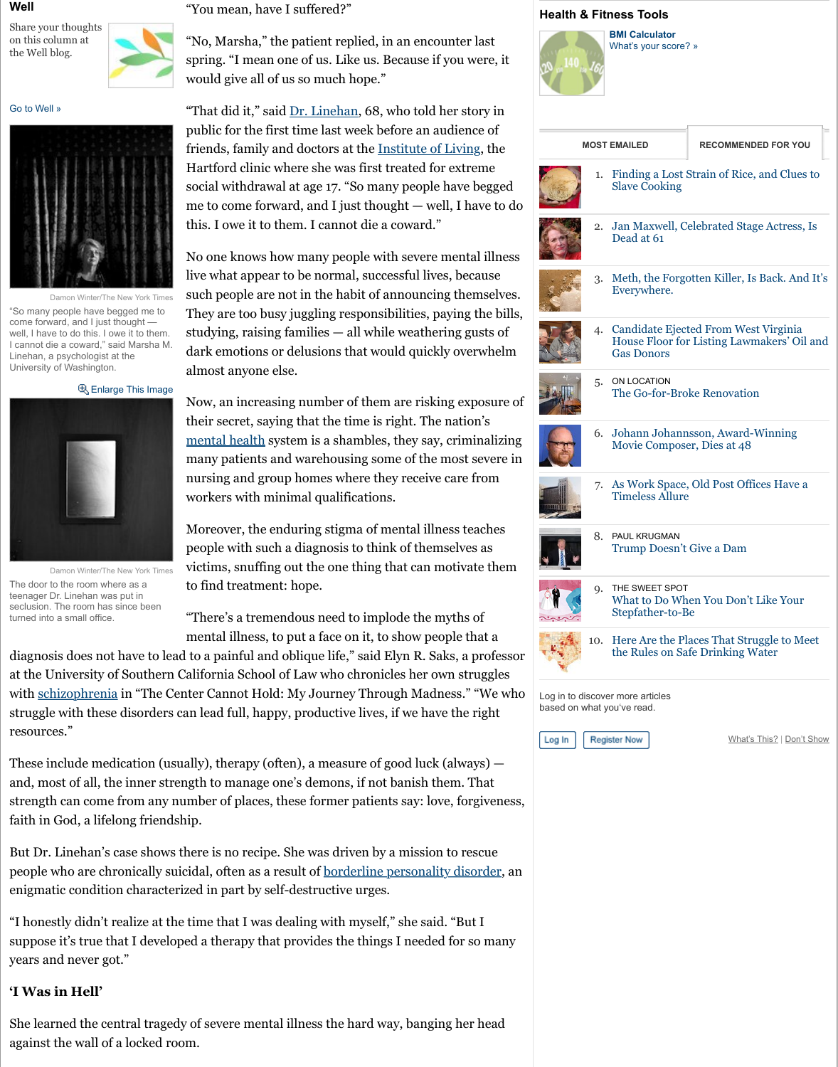“You mean, have I suffered?”

“No, Marsha,” the patient replied, in an encounter last spring. “I mean one of us. Like us. Because if you were, it would give all of us so much hope.”

“That did it,” said Dr. Linehan, 68, who told her story in public for the first time last week before an audience of friends, family and doctors at the Institute of Living, the Hartford clinic where she was first treated for extreme social withdrawal at age 17. “So many people have begged me to come forward, and I just thought — well, I have to do this. I owe it to them. I cannot die a coward.”

Damon Winter/The New York Times

“So many people have begged me to come forward, and I just thought — well, I have to do this. I owe it to them. I cannot die a coward,” said Marsha M. Linehan, a psychologist at the University of Washington.

No one knows how many people with severe mental illness live what appear to be normal, successful lives, because such people are not in the habit of announcing themselves. They are too busy juggling responsibilities, paying the bills, studying, raising families — all while weathering gusts of dark emotions or delusions that would quickly overwhelm almost anyone else.

Now, an increasing number of them are risking exposure of their secret, saying that the time is right. The nation’s mental health system is a shambles, they say, criminalizing many patients and warehousing some of the most severe in nursing and group homes where they receive care from workers with minimal qualifications.

Damon Winter/The New York Times

The door to the room where as a teenager Dr. Linehan was put in seclusion. The room has since been turned into a small office.

Moreover, the enduring stigma of mental illness teaches people with such a diagnosis to think of themselves as victims, snuffing out the one thing that can motivate them to find treatment: hope.

“There’s a tremendous need to implode the myths of mental illness, to put a face on it, to show people that a diagnosis does not have to lead to a painful and oblique life,” said Elyn R. Saks, a professor at the University of Southern California School of Law who chronicles her own struggles with schizophrenia in “The Center Cannot Hold: My Journey Through Madness.” “We who struggle with these disorders can lead full, happy, productive lives, if we have the right resources.”

These include medication (usually), therapy (often), a measure of good luck (always) — and, most of all, the inner strength to manage one’s demons, if not banish them. That strength can come from any number of places, these former patients say: love, forgiveness, faith in God, a lifelong friendship.

But Dr. Linehan’s case shows there is no recipe. She was driven by a mission to rescue people who are chronically suicidal, often as a result of borderline personality disorder, an enigmatic condition characterized in part by self-destructive urges.

“I honestly didn’t realize at the time that I was dealing with myself,” she said. “But I suppose it’s true that I developed a therapy that provides the things I needed for so many years and never got.”

## ‘I Was in Hell’

She learned the central tragedy of severe mental illness the hard way, banging her head against the wall of a locked room.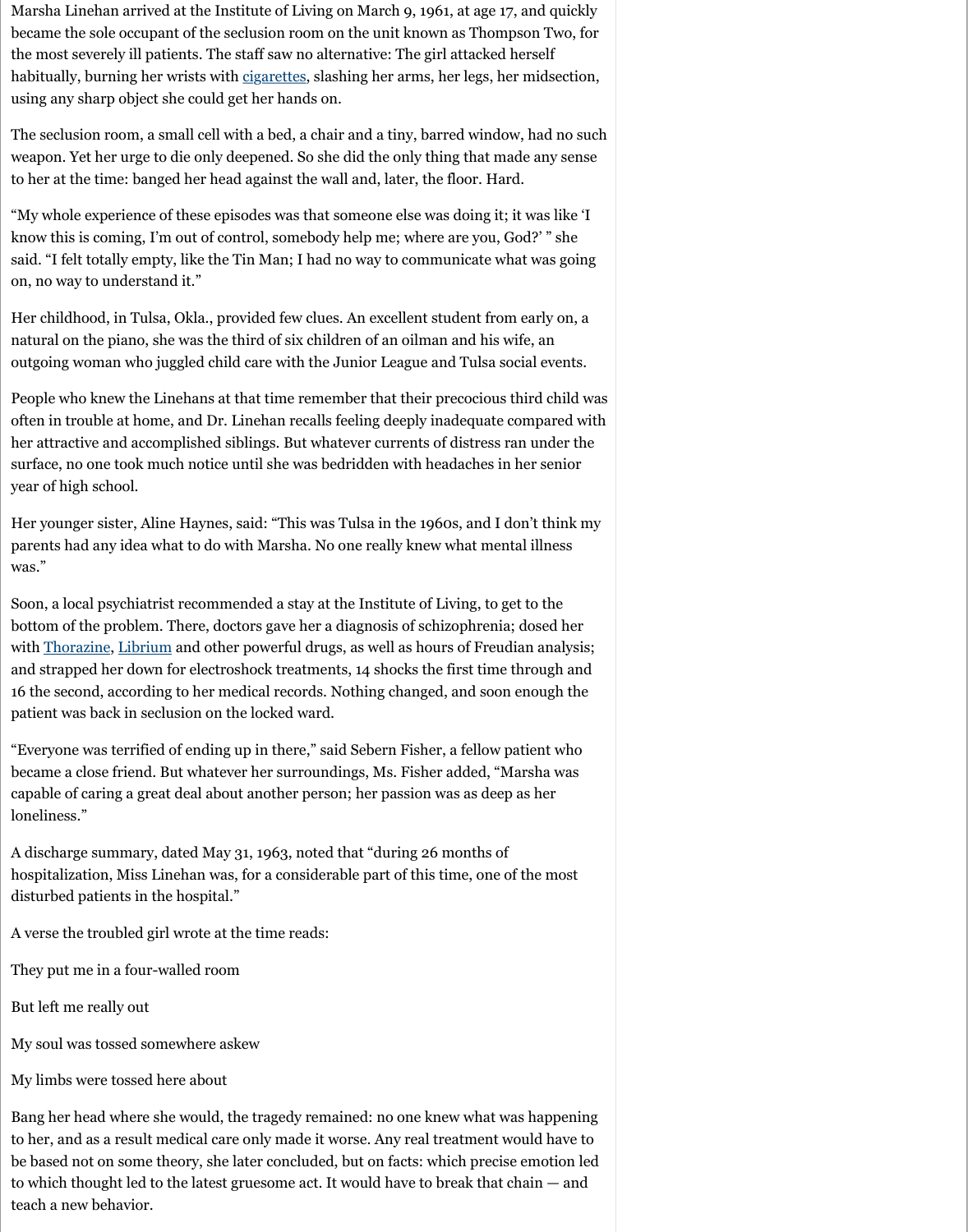Marsha Linehan arrived at the Institute of Living on March 9, 1961, at age 17, and quickly became the sole occupant of the seclusion room on the unit known as Thompson Two, for the most severely ill patients. The staff saw no alternative: The girl attacked herself habitually, burning her wrists with cigarettes, slashing her arms, her legs, her midsection, using any sharp object she could get her hands on.

The seclusion room, a small cell with a bed, a chair and a tiny, barred window, had no such weapon. Yet her urge to die only deepened. So she did the only thing that made any sense to her at the time: banged her head against the wall and, later, the floor. Hard.

"My whole experience of these episodes was that someone else was doing it; it was like 'I know this is coming, I'm out of control, somebody help me; where are you, God?' " she said. "I felt totally empty, like the Tin Man; I had no way to communicate what was going on, no way to understand it."

Her childhood, in Tulsa, Okla., provided few clues. An excellent student from early on, a natural on the piano, she was the third of six children of an oilman and his wife, an outgoing woman who juggled child care with the Junior League and Tulsa social events.

People who knew the Linehans at that time remember that their precocious third child was often in trouble at home, and Dr. Linehan recalls feeling deeply inadequate compared with her attractive and accomplished siblings. But whatever currents of distress ran under the surface, no one took much notice until she was bedridden with headaches in her senior year of high school.

Her younger sister, Aline Haynes, said: "This was Tulsa in the 1960s, and I don't think my parents had any idea what to do with Marsha. No one really knew what mental illness was."

Soon, a local psychiatrist recommended a stay at the Institute of Living, to get to the bottom of the problem. There, doctors gave her a diagnosis of schizophrenia; dosed her with Thorazine, Librium and other powerful drugs, as well as hours of Freudian analysis; and strapped her down for electroshock treatments, 14 shocks the first time through and 16 the second, according to her medical records. Nothing changed, and soon enough the patient was back in seclusion on the locked ward.

"Everyone was terrified of ending up in there," said Sebern Fisher, a fellow patient who became a close friend. But whatever her surroundings, Ms. Fisher added, "Marsha was capable of caring a great deal about another person; her passion was as deep as her loneliness."

A discharge summary, dated May 31, 1963, noted that "during 26 months of hospitalization, Miss Linehan was, for a considerable part of this time, one of the most disturbed patients in the hospital."

A verse the troubled girl wrote at the time reads:

They put me in a four-walled room

But left me really out

My soul was tossed somewhere askew

My limbs were tossed here about

Bang her head where she would, the tragedy remained: no one knew what was happening to her, and as a result medical care only made it worse. Any real treatment would have to be based not on some theory, she later concluded, but on facts: which precise emotion led to which thought led to the latest gruesome act. It would have to break that chain — and teach a new behavior.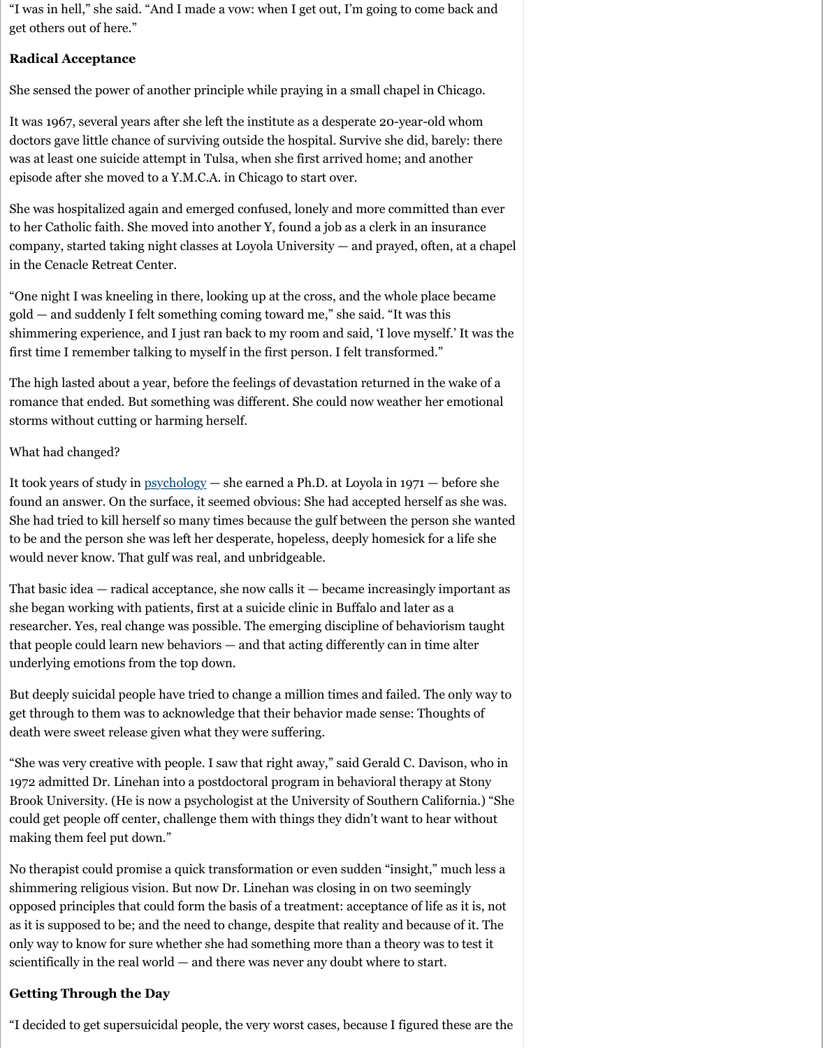"I was in hell," she said. "And I made a vow: when I get out, I'm going to come back and get others out of here."

**Radical Acceptance**

She sensed the power of another principle while praying in a small chapel in Chicago.

It was 1967, several years after she left the institute as a desperate 20-year-old whom doctors gave little chance of surviving outside the hospital. Survive she did, barely: there was at least one suicide attempt in Tulsa, when she first arrived home; and another episode after she moved to a Y.M.C.A. in Chicago to start over.

She was hospitalized again and emerged confused, lonely and more committed than ever to her Catholic faith. She moved into another Y, found a job as a clerk in an insurance company, started taking night classes at Loyola University — and prayed, often, at a chapel in the Cenacle Retreat Center.

"One night I was kneeling in there, looking up at the cross, and the whole place became gold — and suddenly I felt something coming toward me," she said. "It was this shimmering experience, and I just ran back to my room and said, 'I love myself.' It was the first time I remember talking to myself in the first person. I felt transformed."

The high lasted about a year, before the feelings of devastation returned in the wake of a romance that ended. But something was different. She could now weather her emotional storms without cutting or harming herself.

What had changed?

It took years of study in psychology — she earned a Ph.D. at Loyola in 1971 — before she found an answer. On the surface, it seemed obvious: She had accepted herself as she was. She had tried to kill herself so many times because the gulf between the person she wanted to be and the person she was left her desperate, hopeless, deeply homesick for a life she would never know. That gulf was real, and unbridgeable.

That basic idea — radical acceptance, she now calls it — became increasingly important as she began working with patients, first at a suicide clinic in Buffalo and later as a researcher. Yes, real change was possible. The emerging discipline of behaviorism taught that people could learn new behaviors — and that acting differently can in time alter underlying emotions from the top down.

But deeply suicidal people have tried to change a million times and failed. The only way to get through to them was to acknowledge that their behavior made sense: Thoughts of death were sweet release given what they were suffering.

"She was very creative with people. I saw that right away," said Gerald C. Davison, who in 1972 admitted Dr. Linehan into a postdoctoral program in behavioral therapy at Stony Brook University. (He is now a psychologist at the University of Southern California.) "She could get people off center, challenge them with things they didn't want to hear without making them feel put down."

No therapist could promise a quick transformation or even sudden "insight," much less a shimmering religious vision. But now Dr. Linehan was closing in on two seemingly opposed principles that could form the basis of a treatment: acceptance of life as it is, not as it is supposed to be; and the need to change, despite that reality and because of it. The only way to know for sure whether she had something more than a theory was to test it scientifically in the real world — and there was never any doubt where to start.

**Getting Through the Day**

"I decided to get supersuicidal people, the very worst cases, because I figured these are the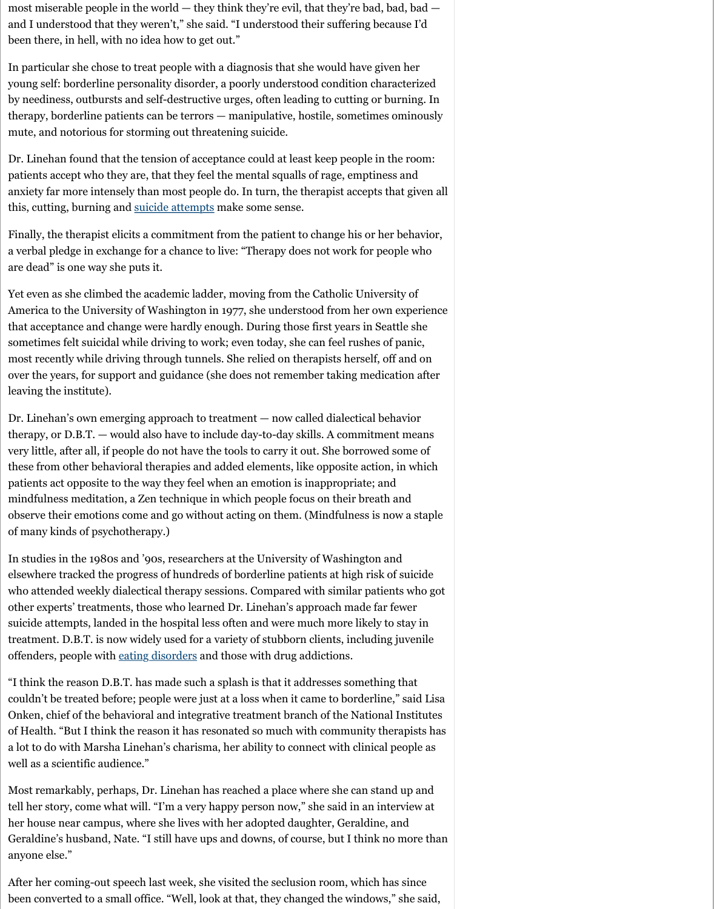most miserable people in the world — they think they're evil, that they're bad, bad, bad — and I understood that they weren't," she said. "I understood their suffering because I'd been there, in hell, with no idea how to get out."

In particular she chose to treat people with a diagnosis that she would have given her young self: borderline personality disorder, a poorly understood condition characterized by neediness, outbursts and self-destructive urges, often leading to cutting or burning. In therapy, borderline patients can be terrors — manipulative, hostile, sometimes ominously mute, and notorious for storming out threatening suicide.

Dr. Linehan found that the tension of acceptance could at least keep people in the room: patients accept who they are, that they feel the mental squalls of rage, emptiness and anxiety far more intensely than most people do. In turn, the therapist accepts that given all this, cutting, burning and suicide attempts make some sense.

Finally, the therapist elicits a commitment from the patient to change his or her behavior, a verbal pledge in exchange for a chance to live: "Therapy does not work for people who are dead" is one way she puts it.

Yet even as she climbed the academic ladder, moving from the Catholic University of America to the University of Washington in 1977, she understood from her own experience that acceptance and change were hardly enough. During those first years in Seattle she sometimes felt suicidal while driving to work; even today, she can feel rushes of panic, most recently while driving through tunnels. She relied on therapists herself, off and on over the years, for support and guidance (she does not remember taking medication after leaving the institute).

Dr. Linehan's own emerging approach to treatment — now called dialectical behavior therapy, or D.B.T. — would also have to include day-to-day skills. A commitment means very little, after all, if people do not have the tools to carry it out. She borrowed some of these from other behavioral therapies and added elements, like opposite action, in which patients act opposite to the way they feel when an emotion is inappropriate; and mindfulness meditation, a Zen technique in which people focus on their breath and observe their emotions come and go without acting on them. (Mindfulness is now a staple of many kinds of psychotherapy.)

In studies in the 1980s and '90s, researchers at the University of Washington and elsewhere tracked the progress of hundreds of borderline patients at high risk of suicide who attended weekly dialectical therapy sessions. Compared with similar patients who got other experts' treatments, those who learned Dr. Linehan's approach made far fewer suicide attempts, landed in the hospital less often and were much more likely to stay in treatment. D.B.T. is now widely used for a variety of stubborn clients, including juvenile offenders, people with eating disorders and those with drug addictions.

"I think the reason D.B.T. has made such a splash is that it addresses something that couldn't be treated before; people were just at a loss when it came to borderline," said Lisa Onken, chief of the behavioral and integrative treatment branch of the National Institutes of Health. "But I think the reason it has resonated so much with community therapists has a lot to do with Marsha Linehan's charisma, her ability to connect with clinical people as well as a scientific audience."

Most remarkably, perhaps, Dr. Linehan has reached a place where she can stand up and tell her story, come what will. "I'm a very happy person now," she said in an interview at her house near campus, where she lives with her adopted daughter, Geraldine, and Geraldine's husband, Nate. "I still have ups and downs, of course, but I think no more than anyone else."

After her coming-out speech last week, she visited the seclusion room, which has since been converted to a small office. "Well, look at that, they changed the windows," she said,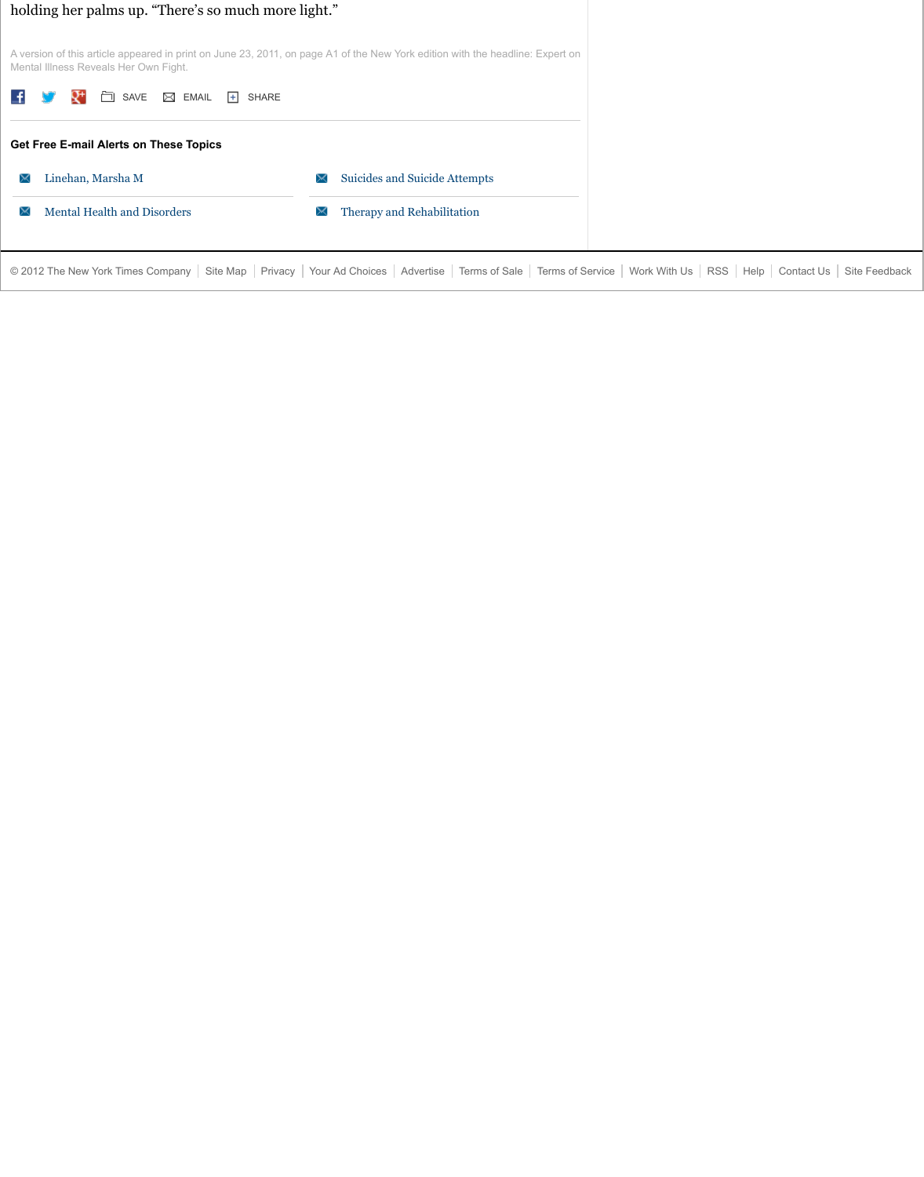holding her palms up. “There’s so much more light.”

A version of this article appeared in print on June 23, 2011, on page A1 of the New York edition with the headline: Expert on Mental Illness Reveals Her Own Fight.

SAVE EMAIL SHARE

**Get Free E-mail Alerts on These Topics**

- Linehan, Marsha M
- Suicides and Suicide Attempts
- Mental Health and Disorders
- Therapy and Rehabilitation

© 2012 The New York Times Company | Site Map | Privacy | Your Ad Choices | Advertise | Terms of Sale | Terms of Service | Work With Us | RSS | Help | Contact Us | Site Feedback